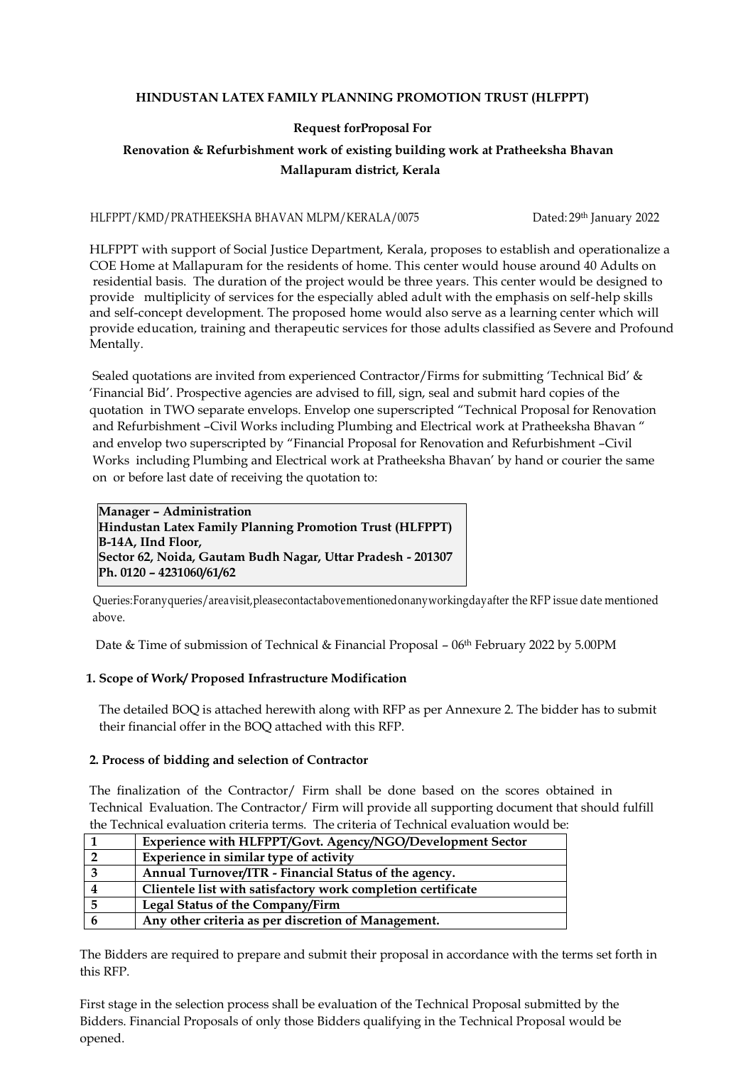**HINDUSTAN LATEX FAMILY PLANNING PROMOTION TRUST (HLFPPT)**

**Request forProposal For**

**Renovation & Refurbishment work of existing building work at Pratheeksha Bhavan Mallapuram district, Kerala**

HLFPPT/KMD/PRATHEEKSHA BHAVAN MLPM/KERALA/0075 Dated: 29th January 2022

HLFPPT with support of Social Justice Department, Kerala, proposes to establish and operationalize a COE Home at Mallapuram for the residents of home. This center would house around 40 Adults on residential basis. The duration of the project would be three years. This center would be designed to provide multiplicity of services for the especially abled adult with the emphasis on self-help skills and self-concept development. The proposed home would also serve as a learning center which will provide education, training and therapeutic services for those adults classified as Severe and Profound Mentally.

Sealed quotations are invited from experienced Contractor/Firms for submitting 'Technical Bid' & 'Financial Bid'. Prospective agencies are advised to fill, sign, seal and submit hard copies of the quotation in TWO separate envelops. Envelop one superscripted "Technical Proposal for Renovation and Refurbishment –Civil Works including Plumbing and Electrical work at Pratheeksha Bhavan " and envelop two superscripted by "Financial Proposal for Renovation and Refurbishment –Civil Works including Plumbing and Electrical work at Pratheeksha Bhavan' by hand or courier the same on or before last date of receiving the quotation to:

**Manager – Administration**
**Hindustan Latex Family Planning Promotion Trust (HLFPPT)**
**B-14A, IInd Floor,**
**Sector 62, Noida, Gautam Budh Nagar, Uttar Pradesh - 201307**
**Ph. 0120 – 4231060/61/62**

Queries: For any queries/area visit, please contact above mentioned on any working day after the RFP issue date mentioned above.

Date & Time of submission of Technical & Financial Proposal – 06th February 2022 by 5.00PM

**1. Scope of Work/ Proposed Infrastructure Modification**

The detailed BOQ is attached herewith along with RFP as per Annexure 2. The bidder has to submit their financial offer in the BOQ attached with this RFP.

**2. Process of bidding and selection of Contractor**

The finalization of the Contractor/ Firm shall be done based on the scores obtained in Technical Evaluation. The Contractor/ Firm will provide all supporting document that should fulfill the Technical evaluation criteria terms. The criteria of Technical evaluation would be:

| | |
|---|---|
| **1** | **Experience with HLFPPT/Govt. Agency/NGO/Development Sector** |
| **2** | **Experience in similar type of activity** |
| **3** | **Annual Turnover/ITR - Financial Status of the agency.** |
| **4** | **Clientele list with satisfactory work completion certificate** |
| **5** | **Legal Status of the Company/Firm** |
| **6** | **Any other criteria as per discretion of Management.** |

The Bidders are required to prepare and submit their proposal in accordance with the terms set forth in this RFP.

First stage in the selection process shall be evaluation of the Technical Proposal submitted by the Bidders. Financial Proposals of only those Bidders qualifying in the Technical Proposal would be opened.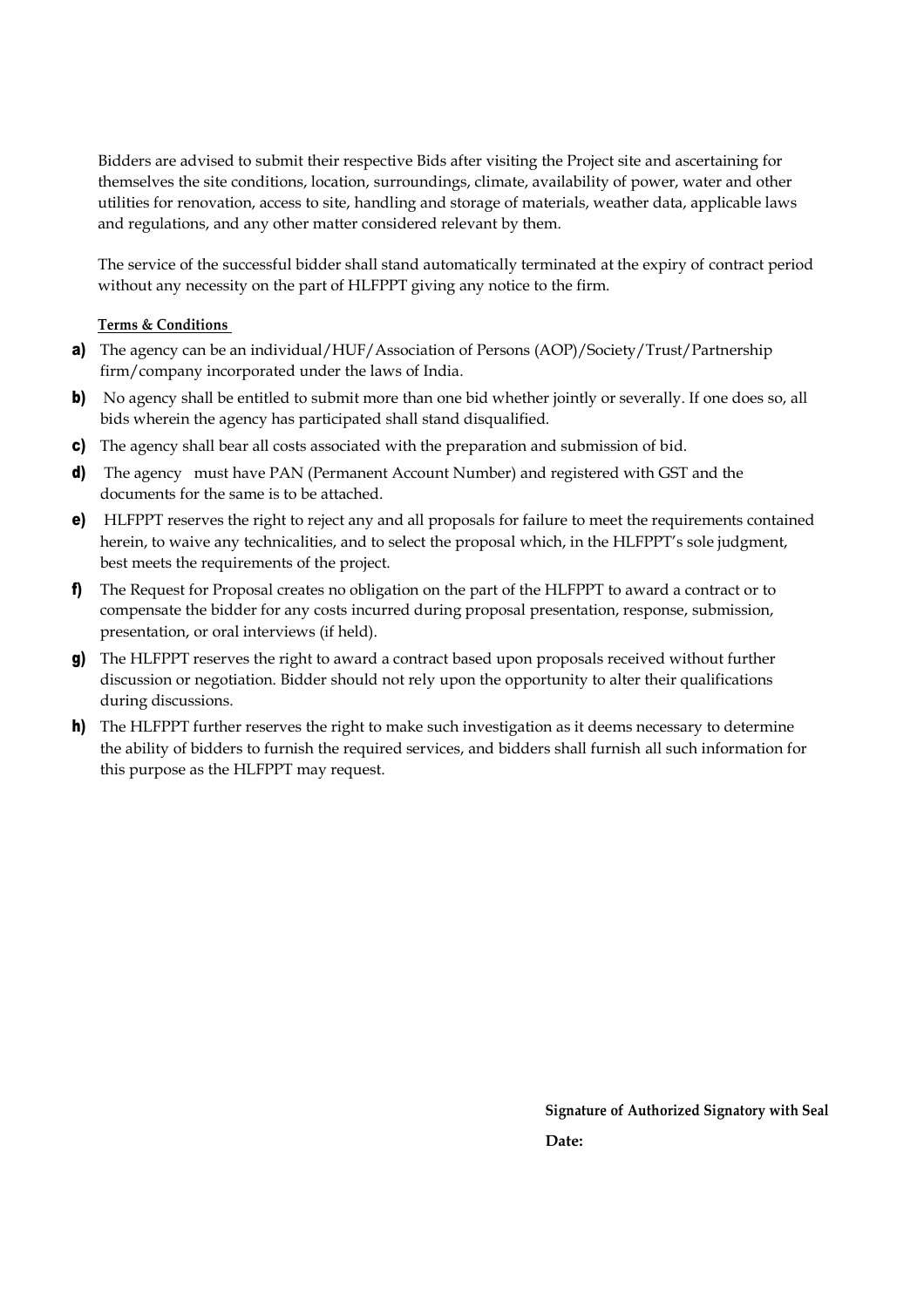Bidders are advised to submit their respective Bids after visiting the Project site and ascertaining for themselves the site conditions, location, surroundings, climate, availability of power, water and other utilities for renovation, access to site, handling and storage of materials, weather data, applicable laws and regulations, and any other matter considered relevant by them.

The service of the successful bidder shall stand automatically terminated at the expiry of contract period without any necessity on the part of HLFPPT giving any notice to the firm.

**Terms & Conditions**

**a)** The agency can be an individual/HUF/Association of Persons (AOP)/Society/Trust/Partnership firm/company incorporated under the laws of India.

**b)** No agency shall be entitled to submit more than one bid whether jointly or severally. If one does so, all bids wherein the agency has participated shall stand disqualified.

**c)** The agency shall bear all costs associated with the preparation and submission of bid.

**d)** The agency must have PAN (Permanent Account Number) and registered with GST and the documents for the same is to be attached.

**e)** HLFPPT reserves the right to reject any and all proposals for failure to meet the requirements contained herein, to waive any technicalities, and to select the proposal which, in the HLFPPT's sole judgment, best meets the requirements of the project.

**f)** The Request for Proposal creates no obligation on the part of the HLFPPT to award a contract or to compensate the bidder for any costs incurred during proposal presentation, response, submission, presentation, or oral interviews (if held).

**g)** The HLFPPT reserves the right to award a contract based upon proposals received without further discussion or negotiation. Bidder should not rely upon the opportunity to alter their qualifications during discussions.

**h)** The HLFPPT further reserves the right to make such investigation as it deems necessary to determine the ability of bidders to furnish the required services, and bidders shall furnish all such information for this purpose as the HLFPPT may request.

**Signature of Authorized Signatory with Seal**

**Date:**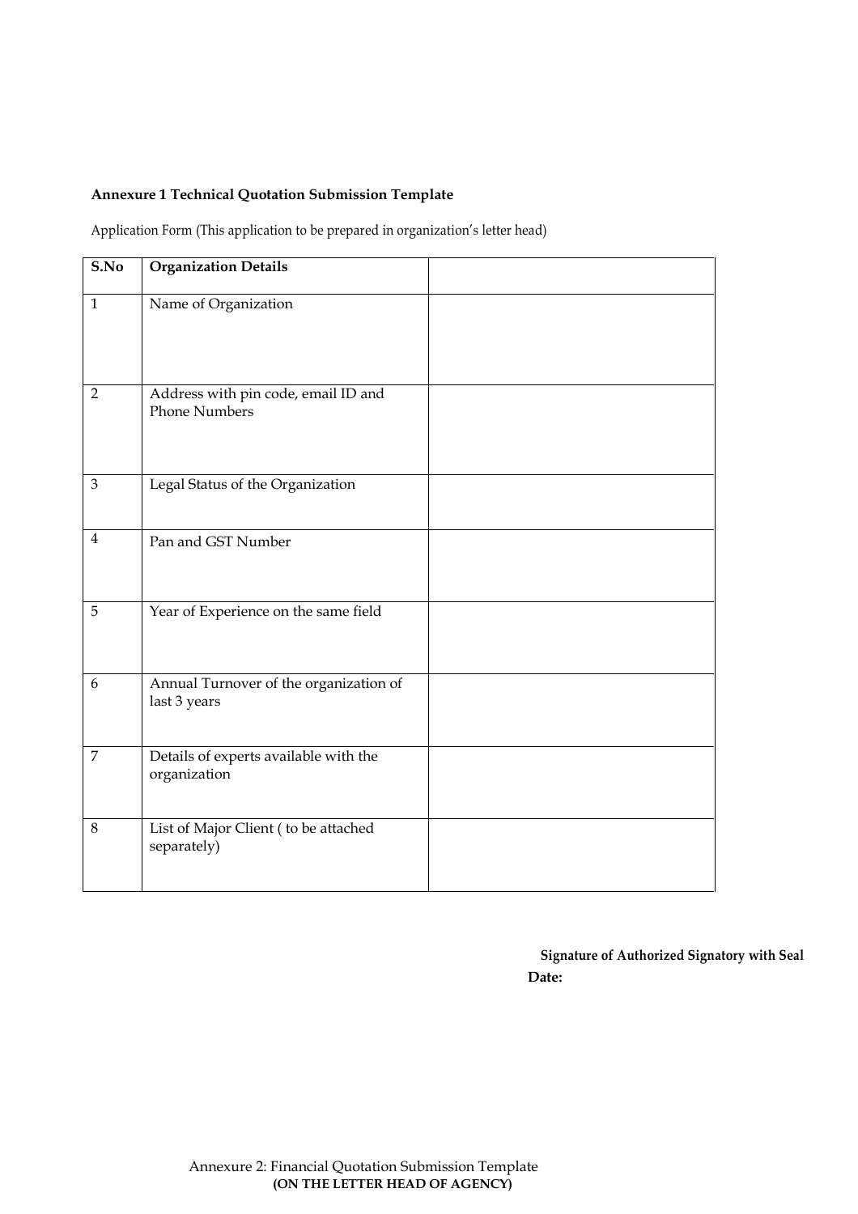**Annexure 1 Technical Quotation Submission Template**

Application Form (This application to be prepared in organization's letter head)

| S.No | Organization Details | |
|---|---|---|
| 1 | Name of Organization | |
| 2 | Address with pin code, email ID and Phone Numbers | |
| 3 | Legal Status of the Organization | |
| 4 | Pan and GST Number | |
| 5 | Year of Experience on the same field | |
| 6 | Annual Turnover of the organization of last 3 years | |
| 7 | Details of experts available with the organization | |
| 8 | List of Major Client ( to be attached separately) | |

**Signature of Authorized Signatory with Seal**

**Date:**

Annexure 2: Financial Quotation Submission Template

**(ON THE LETTER HEAD OF AGENCY)**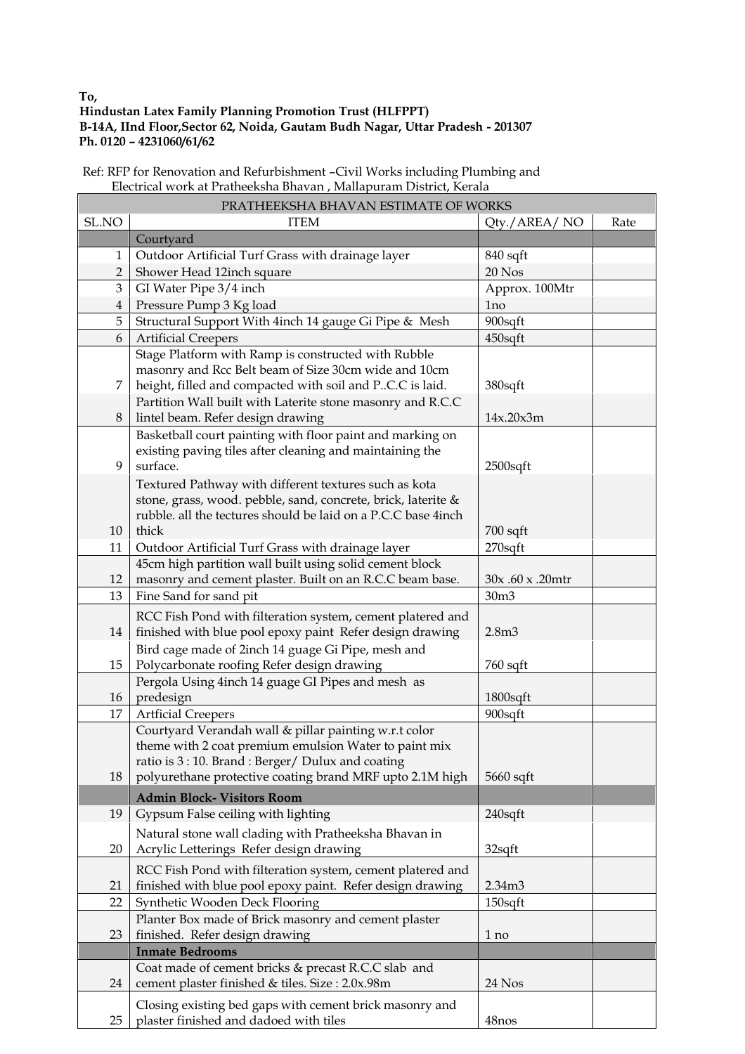**To,**
**Hindustan Latex Family Planning Promotion Trust (HLFPPT)**
**B-14A, IInd Floor,Sector 62, Noida, Gautam Budh Nagar, Uttar Pradesh - 201307**
**Ph. 0120 – 4231060/61/62**

Ref: RFP for Renovation and Refurbishment –Civil Works including Plumbing and Electrical work at Pratheeksha Bhavan , Mallapuram District, Kerala

| PRATHEEKSHA BHAVAN ESTIMATE OF WORKS | | | |
|---|---|---|---|
| SL.NO | ITEM | Qty./AREA/ NO | Rate |
| | Courtyard | | |
| 1 | Outdoor Artificial Turf Grass with drainage layer | 840 sqft | |
| 2 | Shower Head 12inch square | 20 Nos | |
| 3 | GI Water Pipe 3/4 inch | Approx. 100Mtr | |
| 4 | Pressure Pump 3 Kg load | 1no | |
| 5 | Structural Support With 4inch 14 gauge Gi Pipe & Mesh | 900sqft | |
| 6 | Artificial Creepers | 450sqft | |
| 7 | Stage Platform with Ramp is constructed with Rubble masonry and Rcc Belt beam of Size 30cm wide and 10cm height, filled and compacted with soil and P..C.C is laid. | 380sqft | |
| 8 | Partition Wall built with Laterite stone masonry and R.C.C lintel beam. Refer design drawing | 14x.20x3m | |
| 9 | Basketball court painting with floor paint and marking on existing paving tiles after cleaning and maintaining the surface. | 2500sqft | |
| 10 | Textured Pathway with different textures such as kota stone, grass, wood. pebble, sand, concrete, brick, laterite & rubble. all the tectures should be laid on a P.C.C base 4inch thick | 700 sqft | |
| 11 | Outdoor Artificial Turf Grass with drainage layer | 270sqft | |
| 12 | 45cm high partition wall built using solid cement block masonry and cement plaster. Built on an R.C.C beam base. | 30x .60 x .20mtr | |
| 13 | Fine Sand for sand pit | 30m3 | |
| 14 | RCC Fish Pond with filteration system, cement platered and finished with blue pool epoxy paint Refer design drawing | 2.8m3 | |
| 15 | Bird cage made of 2inch 14 guage Gi Pipe, mesh and Polycarbonate roofing Refer design drawing | 760 sqft | |
| 16 | Pergola Using 4inch 14 guage GI Pipes and mesh as predesign | 1800sqft | |
| 17 | Artficial Creepers | 900sqft | |
| 18 | Courtyard Verandah wall & pillar painting w.r.t color theme with 2 coat premium emulsion Water to paint mix ratio is 3 : 10. Brand : Berger/ Dulux and coating polyurethane protective coating brand MRF upto 2.1M high | 5660 sqft | |
| | **Admin Block- Visitors Room** | | |
| 19 | Gypsum False ceiling with lighting | 240sqft | |
| 20 | Natural stone wall clading with Pratheeksha Bhavan in Acrylic Letterings Refer design drawing | 32sqft | |
| 21 | RCC Fish Pond with filteration system, cement platered and finished with blue pool epoxy paint. Refer design drawing | 2.34m3 | |
| 22 | Synthetic Wooden Deck Flooring | 150sqft | |
| 23 | Planter Box made of Brick masonry and cement plaster finished. Refer design drawing | 1 no | |
| | **Inmate Bedrooms** | | |
| 24 | Coat made of cement bricks & precast R.C.C slab and cement plaster finished & tiles. Size : 2.0x.98m | 24 Nos | |
| 25 | Closing existing bed gaps with cement brick masonry and plaster finished and dadoed with tiles | 48nos | |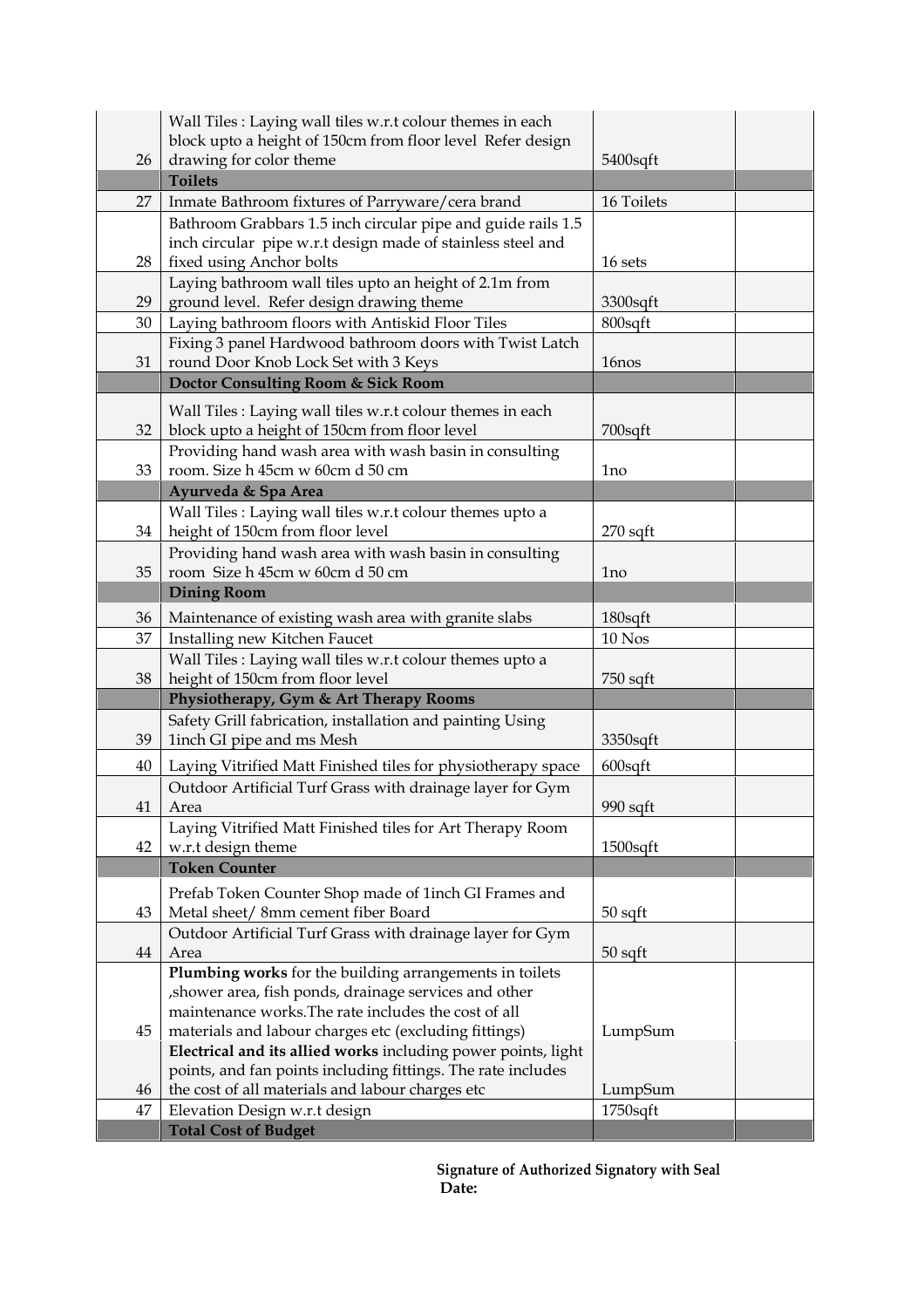| | | | |
|---|---|---|---|
| 26 | Wall Tiles : Laying wall tiles w.r.t colour themes in each block upto a height of 150cm from floor level Refer design drawing for color theme | 5400sqft | |
| | **Toilets** | | |
| 27 | Inmate Bathroom fixtures of Parryware/cera brand | 16 Toilets | |
| 28 | Bathroom Grabbars 1.5 inch circular pipe and guide rails 1.5 inch circular pipe w.r.t design made of stainless steel and fixed using Anchor bolts | 16 sets | |
| 29 | Laying bathroom wall tiles upto an height of 2.1m from ground level. Refer design drawing theme | 3300sqft | |
| 30 | Laying bathroom floors with Antiskid Floor Tiles | 800sqft | |
| 31 | Fixing 3 panel Hardwood bathroom doors with Twist Latch round Door Knob Lock Set with 3 Keys | 16nos | |
| | **Doctor Consulting Room & Sick Room** | | |
| 32 | Wall Tiles : Laying wall tiles w.r.t colour themes in each block upto a height of 150cm from floor level | 700sqft | |
| 33 | Providing hand wash area with wash basin in consulting room. Size h 45cm w 60cm d 50 cm | 1no | |
| | **Ayurveda & Spa Area** | | |
| 34 | Wall Tiles : Laying wall tiles w.r.t colour themes upto a height of 150cm from floor level | 270 sqft | |
| 35 | Providing hand wash area with wash basin in consulting room Size h 45cm w 60cm d 50 cm | 1no | |
| | **Dining Room** | | |
| 36 | Maintenance of existing wash area with granite slabs | 180sqft | |
| 37 | Installing new Kitchen Faucet | 10 Nos | |
| 38 | Wall Tiles : Laying wall tiles w.r.t colour themes upto a height of 150cm from floor level | 750 sqft | |
| | **Physiotherapy, Gym & Art Therapy Rooms** | | |
| 39 | Safety Grill fabrication, installation and painting Using 1inch GI pipe and ms Mesh | 3350sqft | |
| 40 | Laying Vitrified Matt Finished tiles for physiotherapy space | 600sqft | |
| 41 | Outdoor Artificial Turf Grass with drainage layer for Gym Area | 990 sqft | |
| 42 | Laying Vitrified Matt Finished tiles for Art Therapy Room w.r.t design theme | 1500sqft | |
| | **Token Counter** | | |
| 43 | Prefab Token Counter Shop made of 1inch GI Frames and Metal sheet/ 8mm cement fiber Board | 50 sqft | |
| 44 | Outdoor Artificial Turf Grass with drainage layer for Gym Area | 50 sqft | |
| 45 | **Plumbing works** for the building arrangements in toilets ,shower area, fish ponds, drainage services and other maintenance works.The rate includes the cost of all materials and labour charges etc (excluding fittings) | LumpSum | |
| 46 | **Electrical and its allied works** including power points, light points, and fan points including fittings. The rate includes the cost of all materials and labour charges etc | LumpSum | |
| 47 | Elevation Design w.r.t design | 1750sqft | |
| | **Total Cost of Budget** | | |

**Signature of Authorized Signatory with Seal**
**Date:**